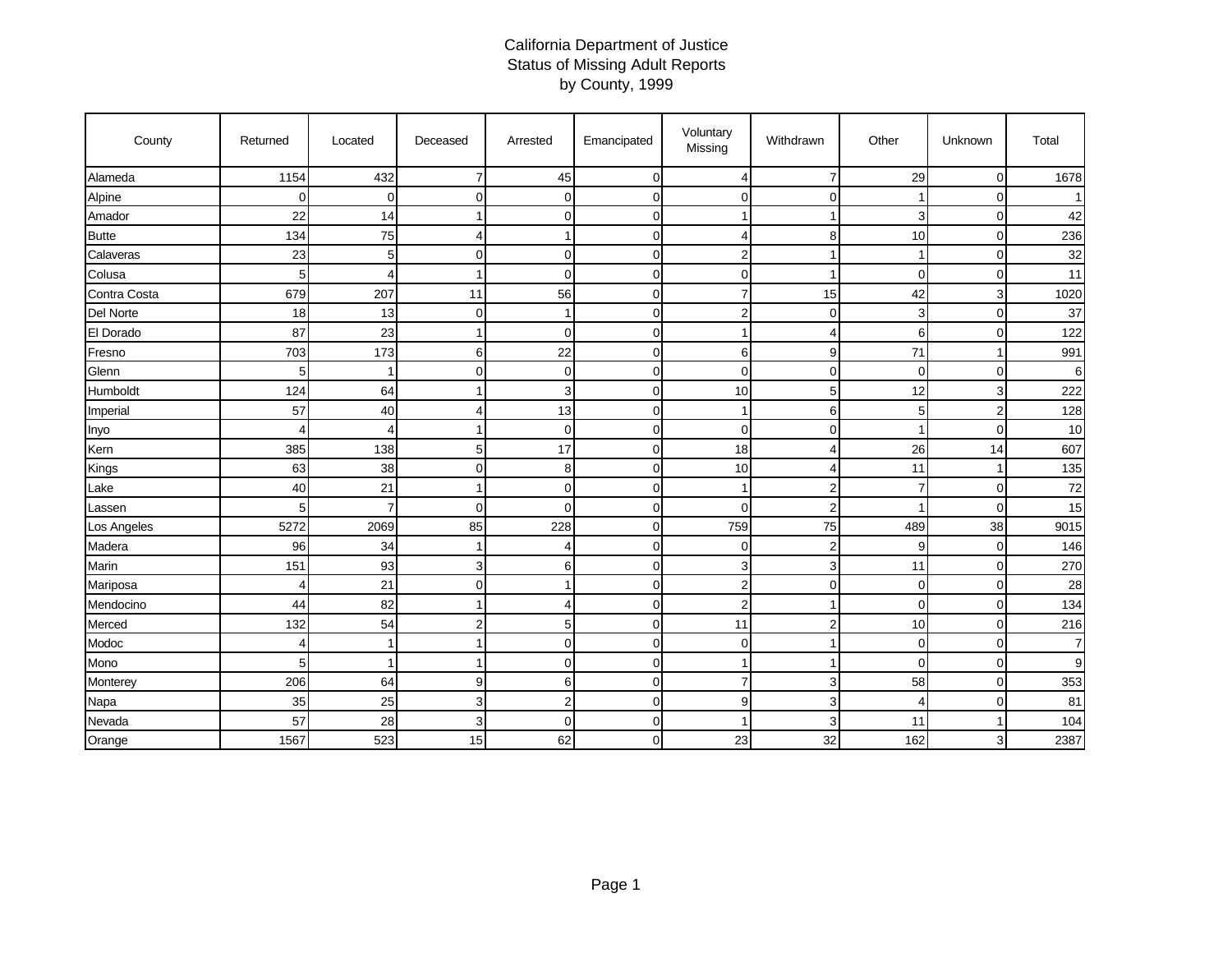# California Department of Justice
## Status of Missing Adult Reports
### by County, 1999

| County | Returned | Located | Deceased | Arrested | Emancipated | Voluntary Missing | Withdrawn | Other | Unknown | Total |
|---|---|---|---|---|---|---|---|---|---|---|
| Alameda | 1154 | 432 | 7 | 45 | 0 | 4 | 7 | 29 | 0 | 1678 |
| Alpine | 0 | 0 | 0 | 0 | 0 | 0 | 0 | 1 | 0 | 1 |
| Amador | 22 | 14 | 1 | 0 | 0 | 1 | 1 | 3 | 0 | 42 |
| Butte | 134 | 75 | 4 | 1 | 0 | 4 | 8 | 10 | 0 | 236 |
| Calaveras | 23 | 5 | 0 | 0 | 0 | 2 | 1 | 1 | 0 | 32 |
| Colusa | 5 | 4 | 1 | 0 | 0 | 0 | 1 | 0 | 0 | 11 |
| Contra Costa | 679 | 207 | 11 | 56 | 0 | 7 | 15 | 42 | 3 | 1020 |
| Del Norte | 18 | 13 | 0 | 1 | 0 | 2 | 0 | 3 | 0 | 37 |
| El Dorado | 87 | 23 | 1 | 0 | 0 | 1 | 4 | 6 | 0 | 122 |
| Fresno | 703 | 173 | 6 | 22 | 0 | 6 | 9 | 71 | 1 | 991 |
| Glenn | 5 | 1 | 0 | 0 | 0 | 0 | 0 | 0 | 0 | 6 |
| Humboldt | 124 | 64 | 1 | 3 | 0 | 10 | 5 | 12 | 3 | 222 |
| Imperial | 57 | 40 | 4 | 13 | 0 | 1 | 6 | 5 | 2 | 128 |
| Inyo | 4 | 4 | 1 | 0 | 0 | 0 | 0 | 1 | 0 | 10 |
| Kern | 385 | 138 | 5 | 17 | 0 | 18 | 4 | 26 | 14 | 607 |
| Kings | 63 | 38 | 0 | 8 | 0 | 10 | 4 | 11 | 1 | 135 |
| Lake | 40 | 21 | 1 | 0 | 0 | 1 | 2 | 7 | 0 | 72 |
| Lassen | 5 | 7 | 0 | 0 | 0 | 0 | 2 | 1 | 0 | 15 |
| Los Angeles | 5272 | 2069 | 85 | 228 | 0 | 759 | 75 | 489 | 38 | 9015 |
| Madera | 96 | 34 | 1 | 4 | 0 | 0 | 2 | 9 | 0 | 146 |
| Marin | 151 | 93 | 3 | 6 | 0 | 3 | 3 | 11 | 0 | 270 |
| Mariposa | 4 | 21 | 0 | 1 | 0 | 2 | 0 | 0 | 0 | 28 |
| Mendocino | 44 | 82 | 1 | 4 | 0 | 2 | 1 | 0 | 0 | 134 |
| Merced | 132 | 54 | 2 | 5 | 0 | 11 | 2 | 10 | 0 | 216 |
| Modoc | 4 | 1 | 1 | 0 | 0 | 0 | 1 | 0 | 0 | 7 |
| Mono | 5 | 1 | 1 | 0 | 0 | 1 | 1 | 0 | 0 | 9 |
| Monterey | 206 | 64 | 9 | 6 | 0 | 7 | 3 | 58 | 0 | 353 |
| Napa | 35 | 25 | 3 | 2 | 0 | 9 | 3 | 4 | 0 | 81 |
| Nevada | 57 | 28 | 3 | 0 | 0 | 1 | 3 | 11 | 1 | 104 |
| Orange | 1567 | 523 | 15 | 62 | 0 | 23 | 32 | 162 | 3 | 2387 |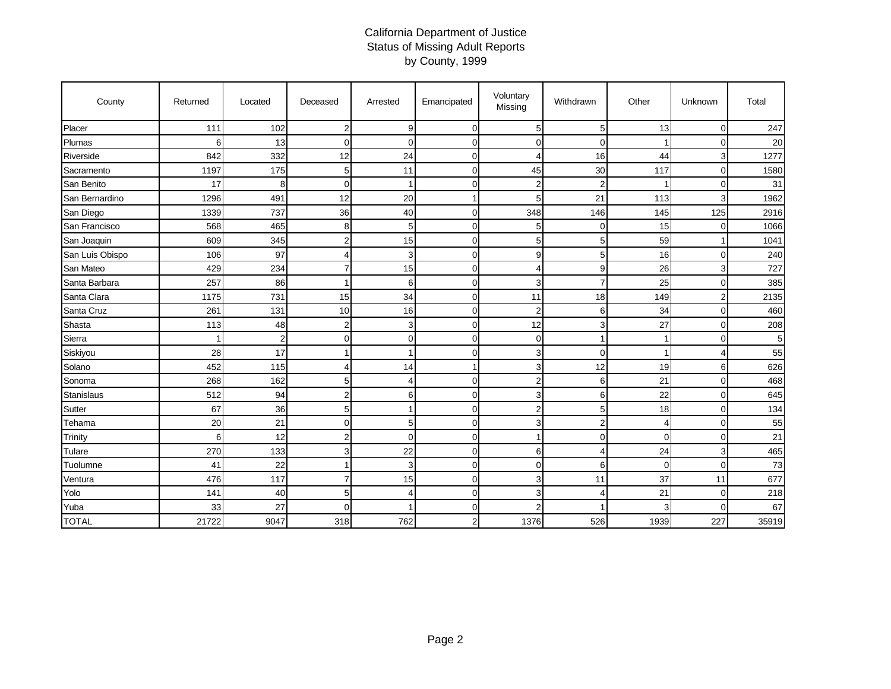# California Department of Justice
## Status of Missing Adult Reports
## by County, 1999

| County | Returned | Located | Deceased | Arrested | Emancipated | Voluntary Missing | Withdrawn | Other | Unknown | Total |
|---|---|---|---|---|---|---|---|---|---|---|
| Placer | 111 | 102 | 2 | 9 | 0 | 5 | 5 | 13 | 0 | 247 |
| Plumas | 6 | 13 | 0 | 0 | 0 | 0 | 0 | 1 | 0 | 20 |
| Riverside | 842 | 332 | 12 | 24 | 0 | 4 | 16 | 44 | 3 | 1277 |
| Sacramento | 1197 | 175 | 5 | 11 | 0 | 45 | 30 | 117 | 0 | 1580 |
| San Benito | 17 | 8 | 0 | 1 | 0 | 2 | 2 | 1 | 0 | 31 |
| San Bernardino | 1296 | 491 | 12 | 20 | 1 | 5 | 21 | 113 | 3 | 1962 |
| San Diego | 1339 | 737 | 36 | 40 | 0 | 348 | 146 | 145 | 125 | 2916 |
| San Francisco | 568 | 465 | 8 | 5 | 0 | 5 | 0 | 15 | 0 | 1066 |
| San Joaquin | 609 | 345 | 2 | 15 | 0 | 5 | 5 | 59 | 1 | 1041 |
| San Luis Obispo | 106 | 97 | 4 | 3 | 0 | 9 | 5 | 16 | 0 | 240 |
| San Mateo | 429 | 234 | 7 | 15 | 0 | 4 | 9 | 26 | 3 | 727 |
| Santa Barbara | 257 | 86 | 1 | 6 | 0 | 3 | 7 | 25 | 0 | 385 |
| Santa Clara | 1175 | 731 | 15 | 34 | 0 | 11 | 18 | 149 | 2 | 2135 |
| Santa Cruz | 261 | 131 | 10 | 16 | 0 | 2 | 6 | 34 | 0 | 460 |
| Shasta | 113 | 48 | 2 | 3 | 0 | 12 | 3 | 27 | 0 | 208 |
| Sierra | 1 | 2 | 0 | 0 | 0 | 0 | 1 | 1 | 0 | 5 |
| Siskiyou | 28 | 17 | 1 | 1 | 0 | 3 | 0 | 1 | 4 | 55 |
| Solano | 452 | 115 | 4 | 14 | 1 | 3 | 12 | 19 | 6 | 626 |
| Sonoma | 268 | 162 | 5 | 4 | 0 | 2 | 6 | 21 | 0 | 468 |
| Stanislaus | 512 | 94 | 2 | 6 | 0 | 3 | 6 | 22 | 0 | 645 |
| Sutter | 67 | 36 | 5 | 1 | 0 | 2 | 5 | 18 | 0 | 134 |
| Tehama | 20 | 21 | 0 | 5 | 0 | 3 | 2 | 4 | 0 | 55 |
| Trinity | 6 | 12 | 2 | 0 | 0 | 1 | 0 | 0 | 0 | 21 |
| Tulare | 270 | 133 | 3 | 22 | 0 | 6 | 4 | 24 | 3 | 465 |
| Tuolumne | 41 | 22 | 1 | 3 | 0 | 0 | 6 | 0 | 0 | 73 |
| Ventura | 476 | 117 | 7 | 15 | 0 | 3 | 11 | 37 | 11 | 677 |
| Yolo | 141 | 40 | 5 | 4 | 0 | 3 | 4 | 21 | 0 | 218 |
| Yuba | 33 | 27 | 0 | 1 | 0 | 2 | 1 | 3 | 0 | 67 |
| TOTAL | 21722 | 9047 | 318 | 762 | 2 | 1376 | 526 | 1939 | 227 | 35919 |